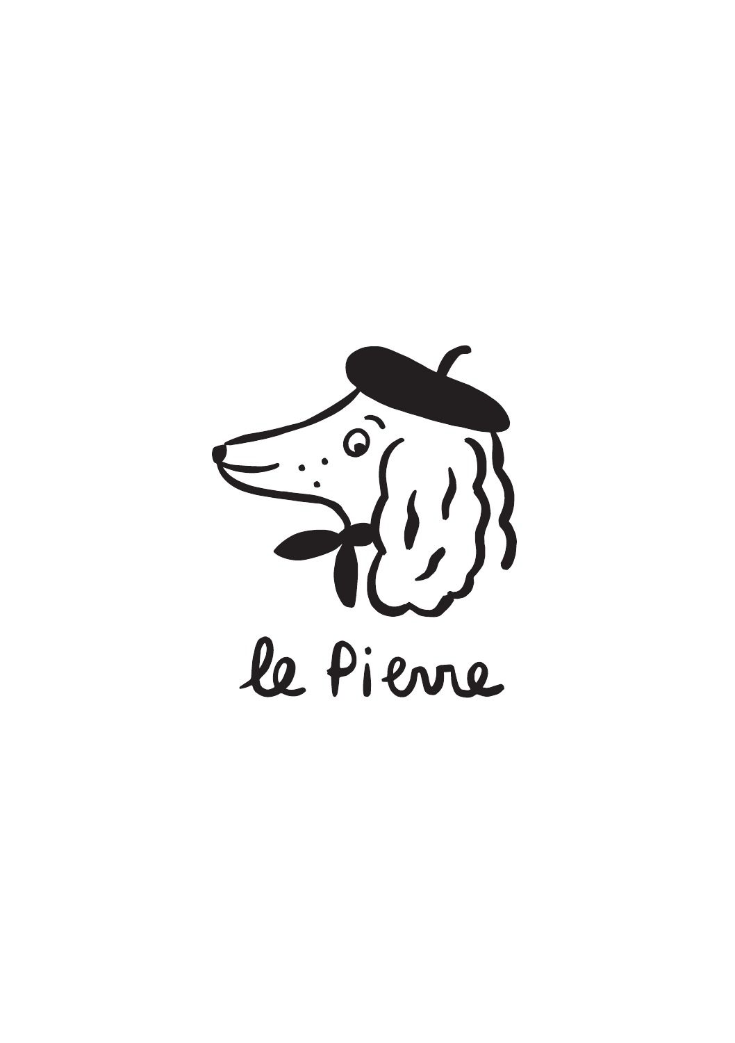le Pierre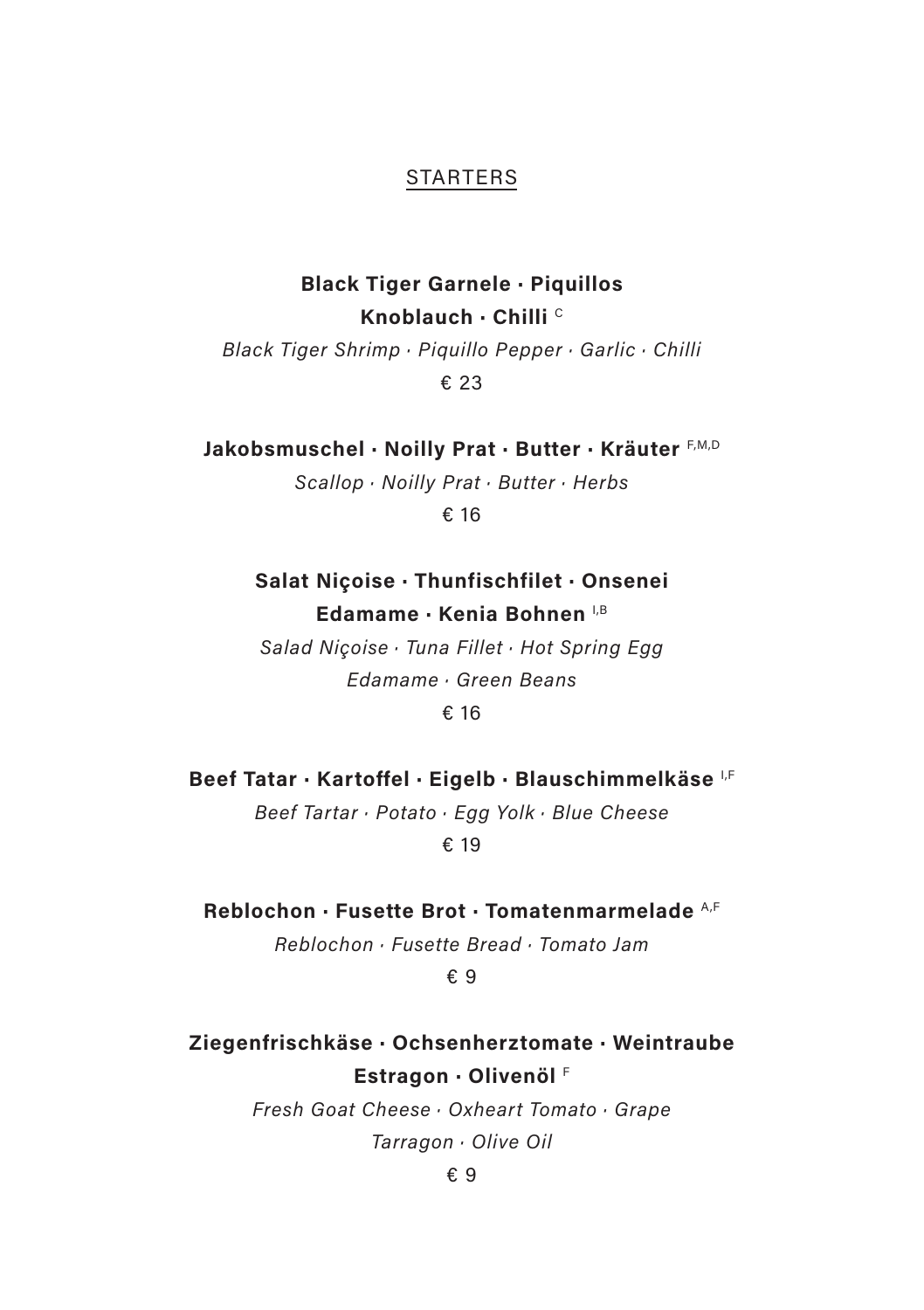## STARTERS

**Black Tiger Garnele · Piquillos**
**Knoblauch · Chilli** [C]

*Black Tiger Shrimp · Piquillo Pepper · Garlic · Chilli*

€ 23

**Jakobsmuschel · Noilly Prat · Butter · Kräuter** [F,M,D]

*Scallop · Noilly Prat · Butter · Herbs*

€ 16

**Salat Niçoise · Thunfischfilet · Onsenei**
**Edamame · Kenia Bohnen** [I,B]

*Salad Niçoise · Tuna Fillet · Hot Spring Egg*
*Edamame · Green Beans*

€ 16

**Beef Tatar · Kartoffel · Eigelb · Blauschimmelkäse** [I,F]

*Beef Tartar · Potato · Egg Yolk · Blue Cheese*

€ 19

**Reblochon · Fusette Brot · Tomatenmarmelade** [A,F]

*Reblochon · Fusette Bread · Tomato Jam*

€ 9

**Ziegenfrischkäse · Ochsenherztomate · Weintraube**
**Estragon · Olivenöl** [F]

*Fresh Goat Cheese · Oxheart Tomato · Grape*
*Tarragon · Olive Oil*

€ 9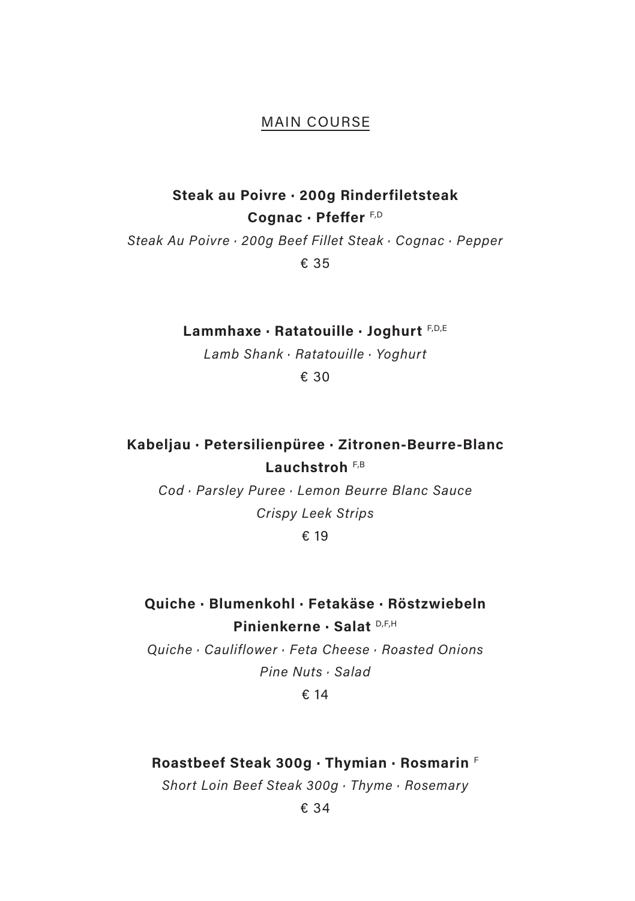## MAIN COURSE

**Steak au Poivre · 200g Rinderfiletsteak**
**Cognac · Pfeffer** [F,D]

*Steak Au Poivre · 200g Beef Fillet Steak · Cognac · Pepper*

€ 35

**Lammhaxe · Ratatouille · Joghurt** [F,D,E]

*Lamb Shank · Ratatouille · Yoghurt*

€ 30

**Kabeljau · Petersilienpüree · Zitronen-Beurre-Blanc**
**Lauchstroh** [F,B]

*Cod · Parsley Puree · Lemon Beurre Blanc Sauce*
*Crispy Leek Strips*

€ 19

**Quiche · Blumenkohl · Fetakäse · Röstzwiebeln**
**Pinienkerne · Salat** [D,F,H]

*Quiche · Cauliflower · Feta Cheese · Roasted Onions*
*Pine Nuts · Salad*

€ 14

**Roastbeef Steak 300g · Thymian · Rosmarin** [F]

*Short Loin Beef Steak 300g · Thyme · Rosemary*

€ 34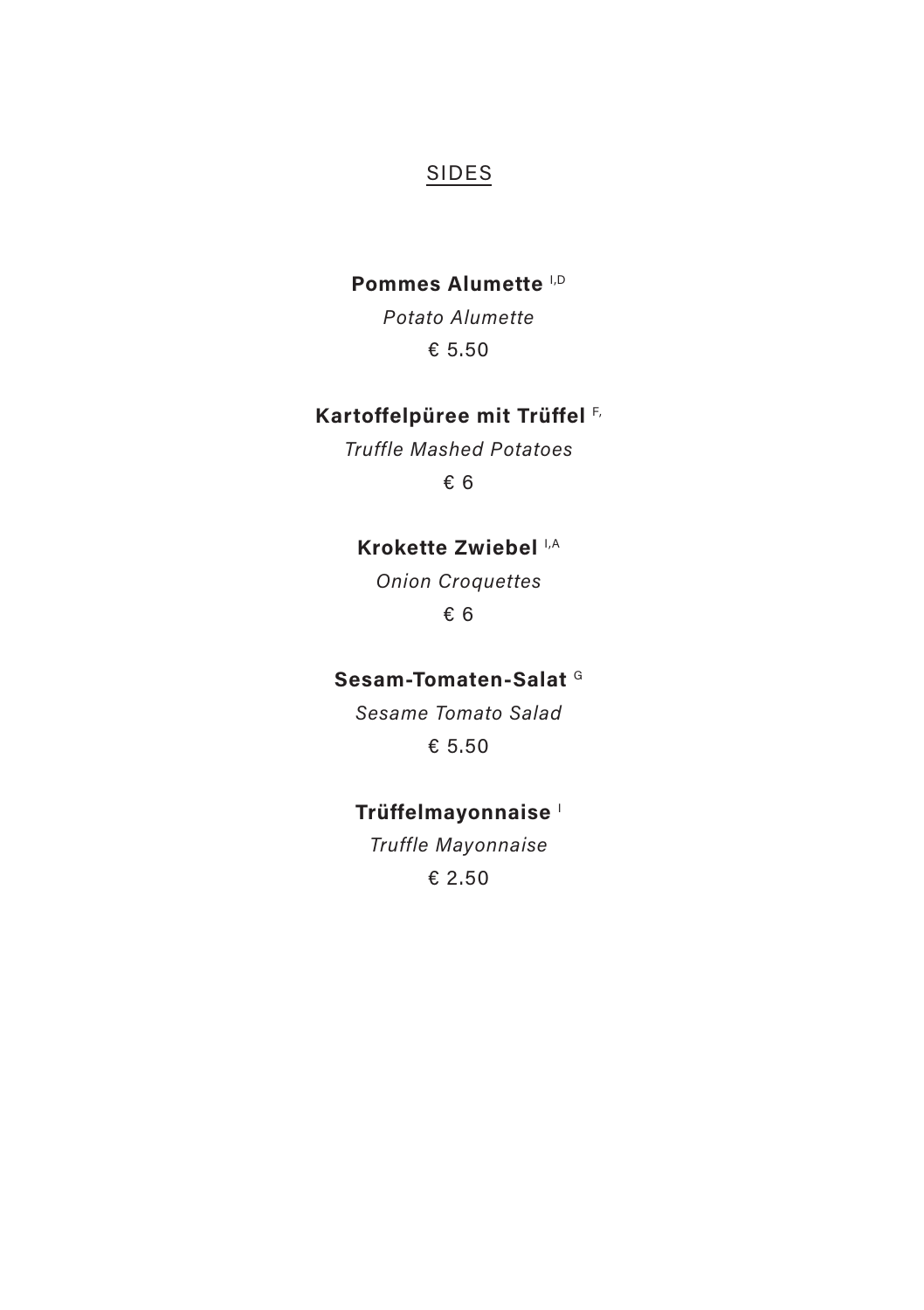## SIDES

**Pommes Alumette** [I,D]

*Potato Alumette*

€ 5.50

**Kartoffelpüree mit Trüffel** [F,]

*Truffle Mashed Potatoes*

€ 6

**Krokette Zwiebel** [I,A]

*Onion Croquettes*

€ 6

**Sesam-Tomaten-Salat** [G]

*Sesame Tomato Salad*

€ 5.50

**Trüffelmayonnaise** [I]

*Truffle Mayonnaise*

€ 2.50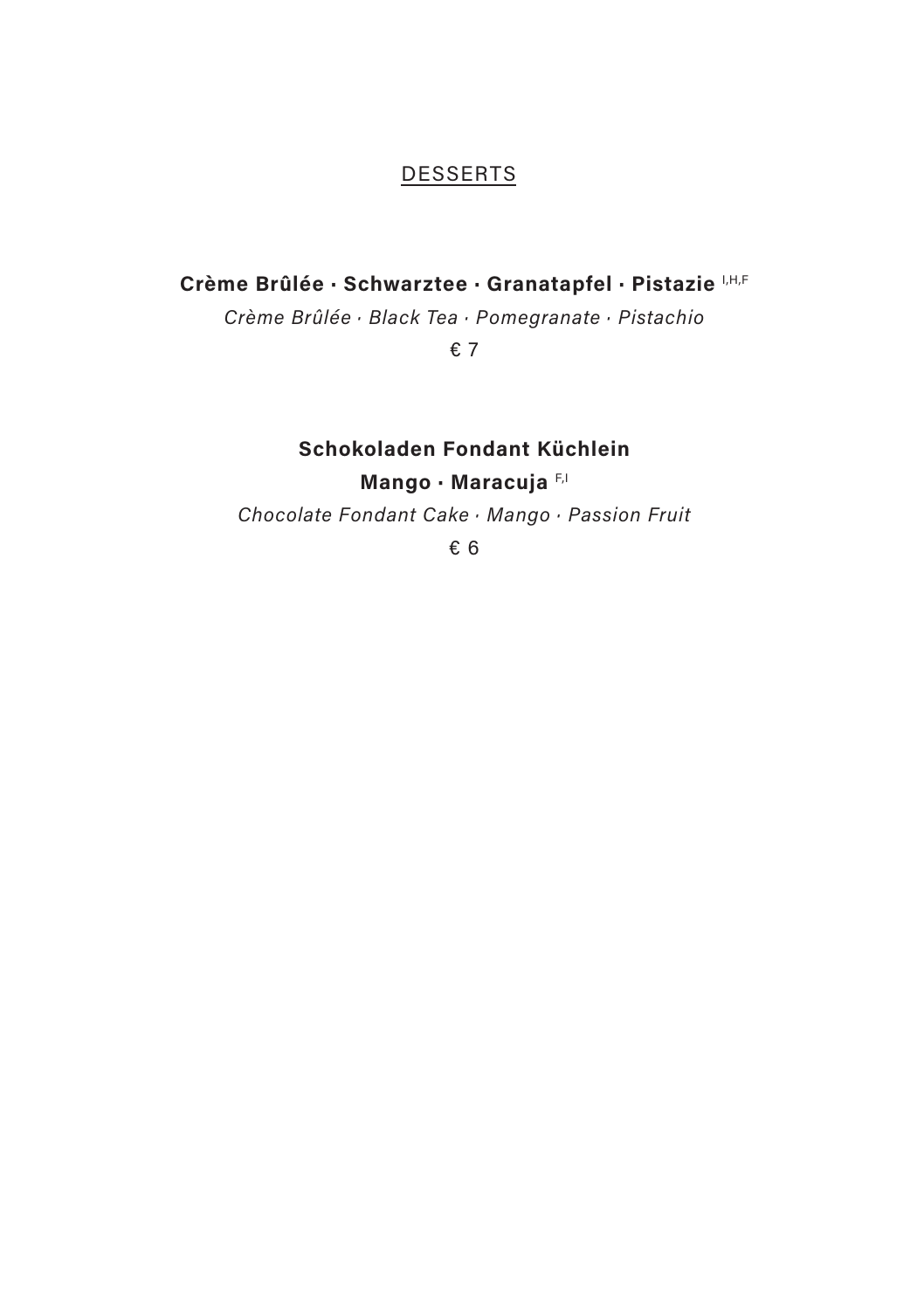## DESSERTS

**Crème Brûlée · Schwarztee · Granatapfel · Pistazie** [I,H,F]

*Crème Brûlée · Black Tea · Pomegranate · Pistachio*

€ 7

**Schokoladen Fondant Küchlein**
**Mango · Maracuja** [F,I]

*Chocolate Fondant Cake · Mango · Passion Fruit*

€ 6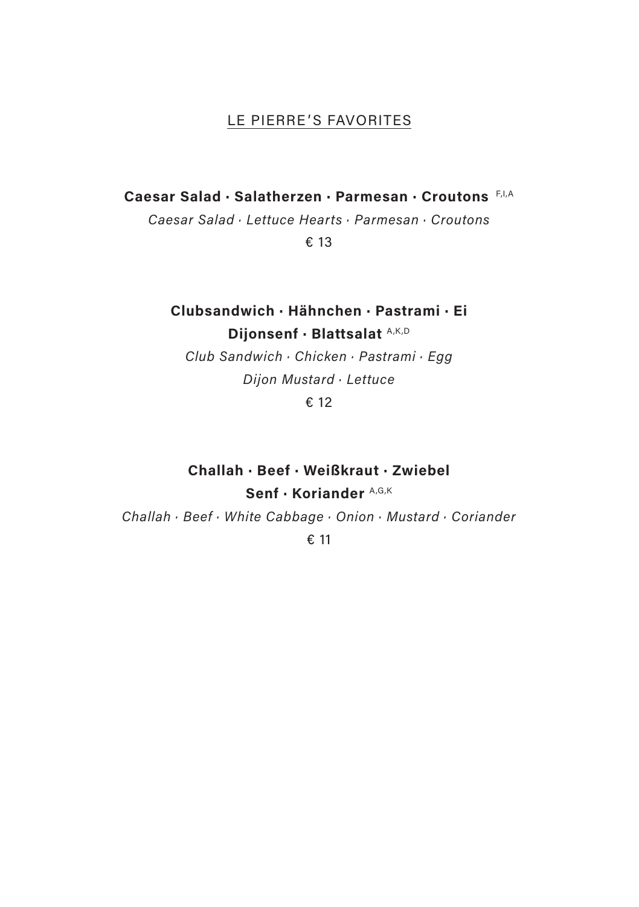## LE PIERRE'S FAVORITES

**Caesar Salad · Salatherzen · Parmesan · Croutons** [F,I,A]

*Caesar Salad · Lettuce Hearts · Parmesan · Croutons*

€ 13

**Clubsandwich · Hähnchen · Pastrami · Ei**
**Dijonsenf · Blattsalat** [A,K,D]

*Club Sandwich · Chicken · Pastrami · Egg*
*Dijon Mustard · Lettuce*

€ 12

**Challah · Beef · Weißkraut · Zwiebel**
**Senf · Koriander** [A,G,K]

*Challah · Beef · White Cabbage · Onion · Mustard · Coriander*

€ 11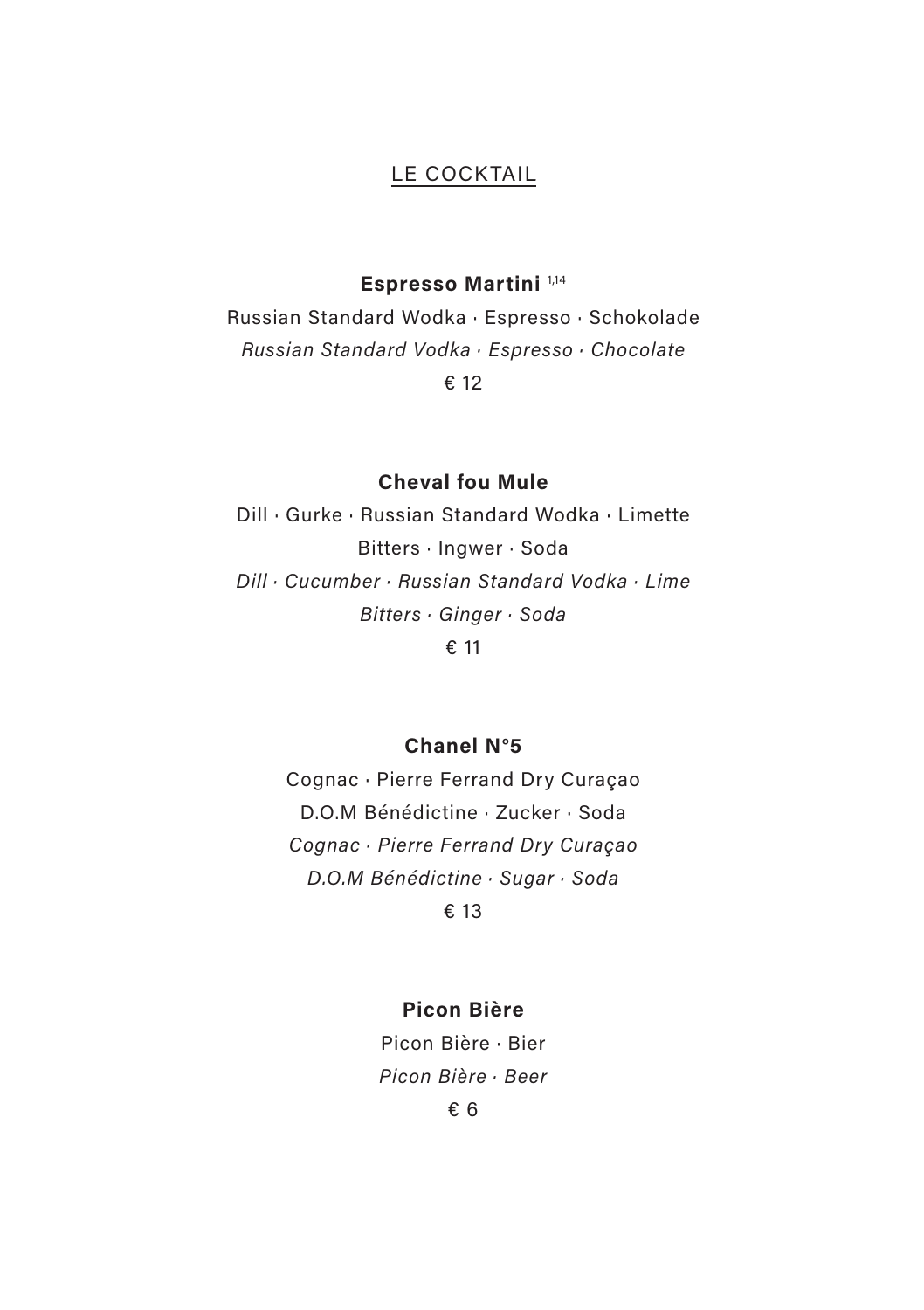## LE COCKTAIL

**Espresso Martini** [1,14]

Russian Standard Wodka · Espresso · Schokolade

*Russian Standard Vodka · Espresso · Chocolate*

€ 12

**Cheval fou Mule**

Dill · Gurke · Russian Standard Wodka · Limette
Bitters · Ingwer · Soda

*Dill · Cucumber · Russian Standard Vodka · Lime
Bitters · Ginger · Soda*

€ 11

**Chanel N°5**

Cognac · Pierre Ferrand Dry Curaçao
D.O.M Bénédictine · Zucker · Soda

*Cognac · Pierre Ferrand Dry Curaçao
D.O.M Bénédictine · Sugar · Soda*

€ 13

**Picon Bière**

Picon Bière · Bier

*Picon Bière · Beer*

€ 6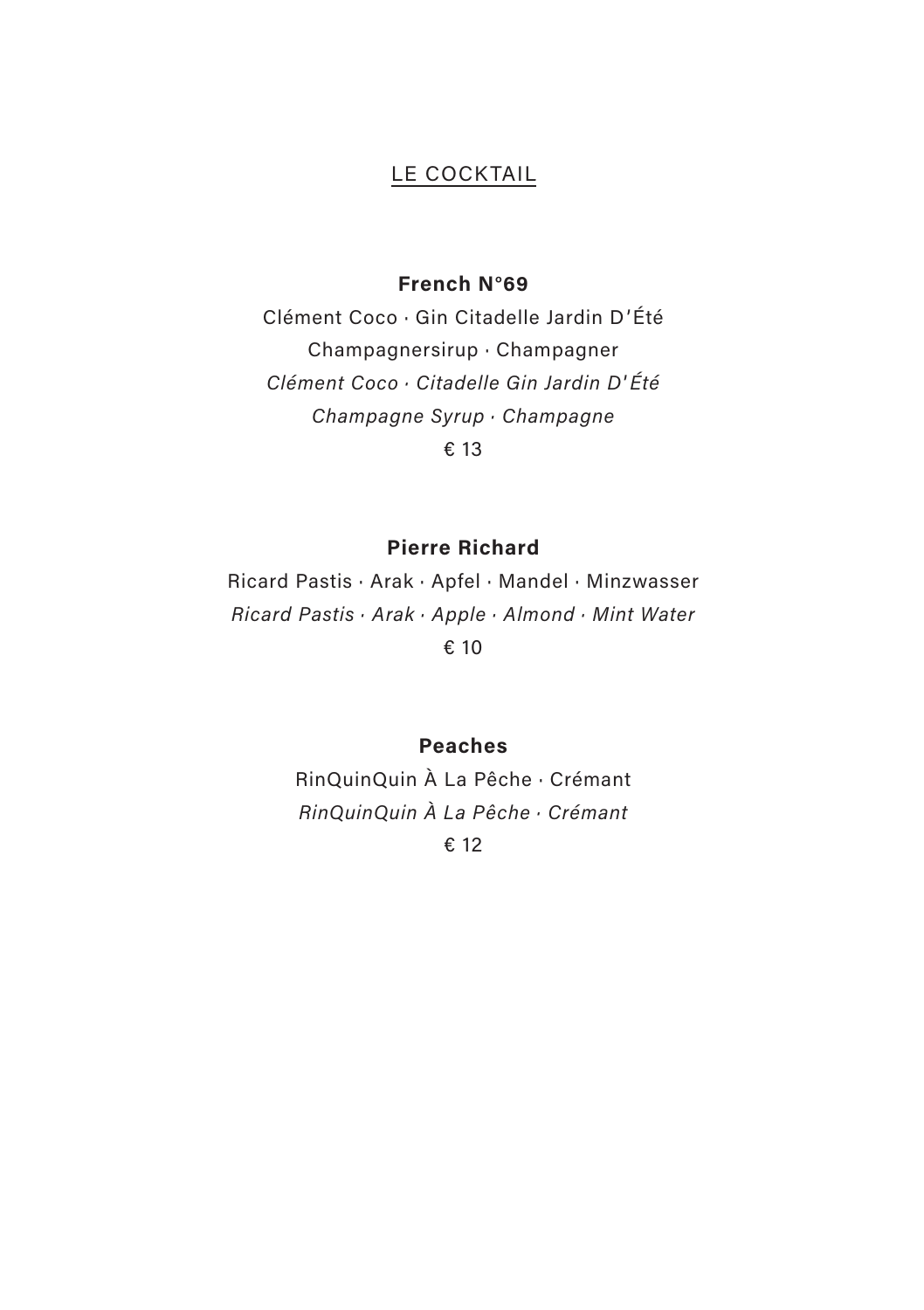## LE COCKTAIL

**French N°69**

Clément Coco · Gin Citadelle Jardin D'Été
Champagnersirup · Champagner
*Clément Coco · Citadelle Gin Jardin D'Été*
*Champagne Syrup · Champagne*
€ 13

**Pierre Richard**

Ricard Pastis · Arak · Apfel · Mandel · Minzwasser
*Ricard Pastis · Arak · Apple · Almond · Mint Water*
€ 10

**Peaches**

RinQuinQuin À La Pêche · Crémant
*RinQuinQuin À La Pêche · Crémant*
€ 12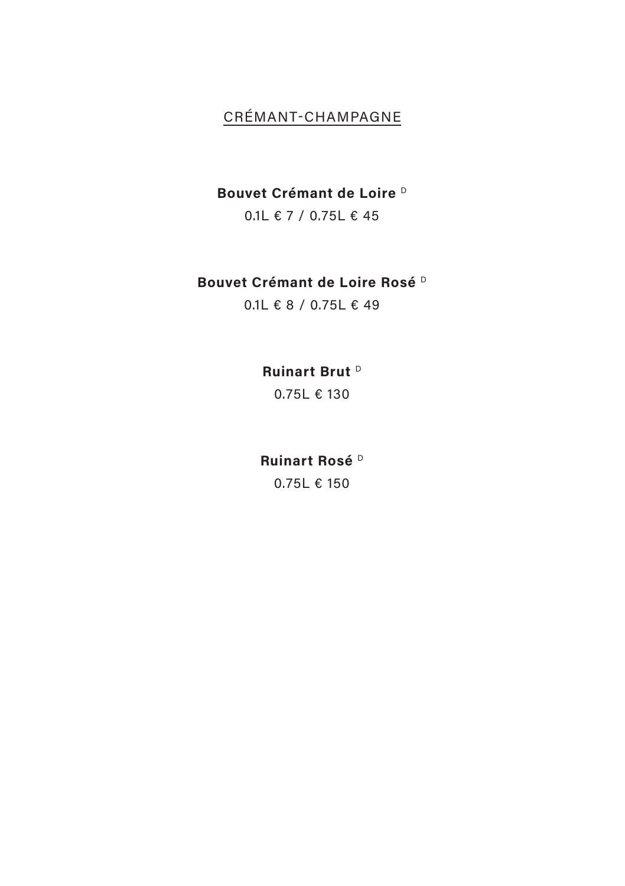## CRÉMANT-CHAMPAGNE

**Bouvet Crémant de Loire** [D]

0.1L € 7 / 0.75L € 45

**Bouvet Crémant de Loire Rosé** [D]

0.1L € 8 / 0.75L € 49

**Ruinart Brut** [D]

0.75L € 130

**Ruinart Rosé** [D]

0.75L € 150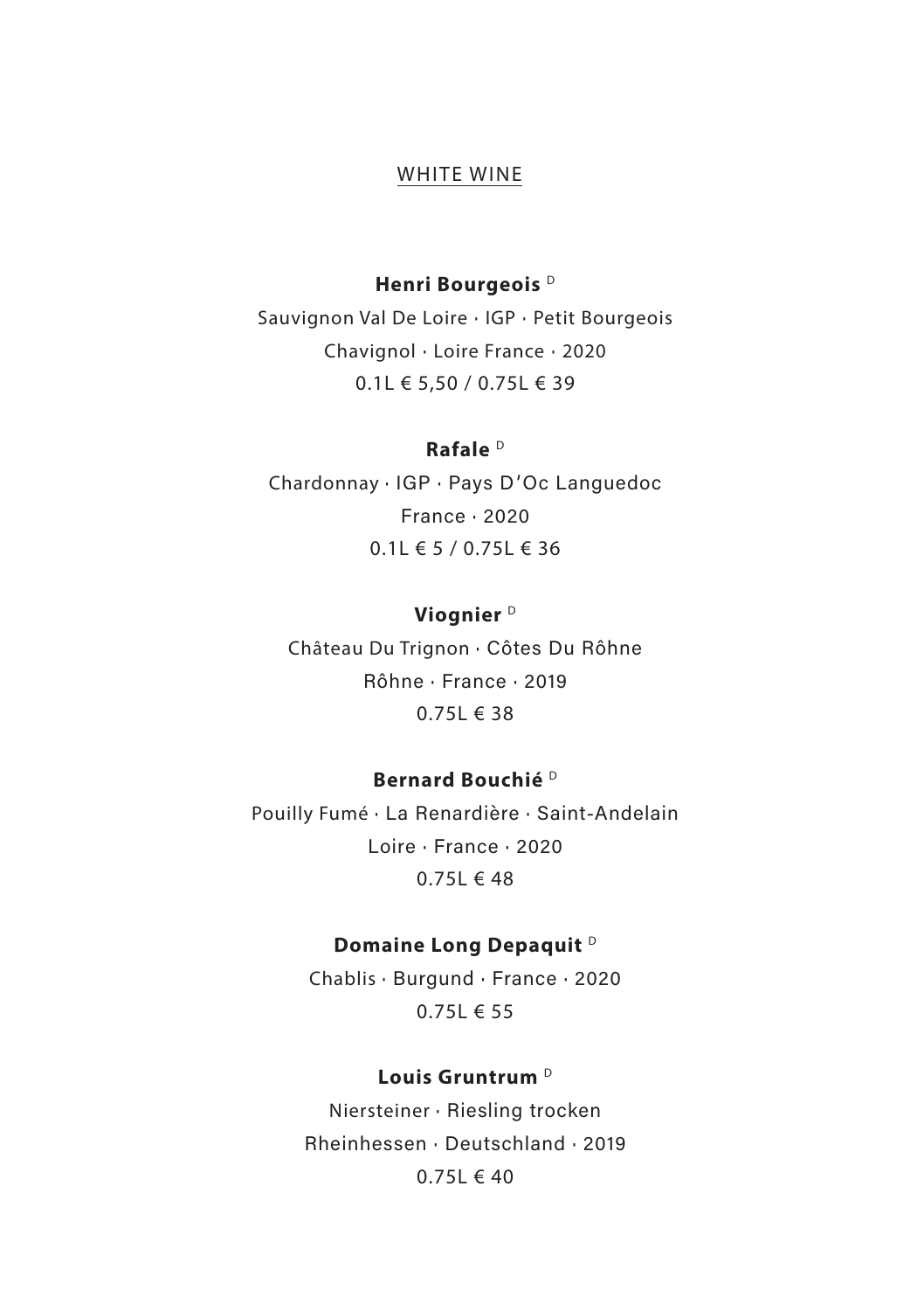## WHITE WINE

**Henri Bourgeois** [D]

Sauvignon Val De Loire · IGP · Petit Bourgeois

Chavignol · Loire France · 2020

0.1L € 5,50 / 0.75L € 39

**Rafale** [D]

Chardonnay · IGP · Pays D'Oc Languedoc

France · 2020

0.1L € 5 / 0.75L € 36

**Viognier** [D]

Château Du Trignon · Côtes Du Rôhne

Rôhne · France · 2019

0.75L € 38

**Bernard Bouchié** [D]

Pouilly Fumé · La Renardière · Saint-Andelain

Loire · France · 2020

0.75L € 48

**Domaine Long Depaquit** [D]

Chablis · Burgund · France · 2020

0.75L € 55

**Louis Gruntrum** [D]

Niersteiner · Riesling trocken

Rheinhessen · Deutschland · 2019

0.75L € 40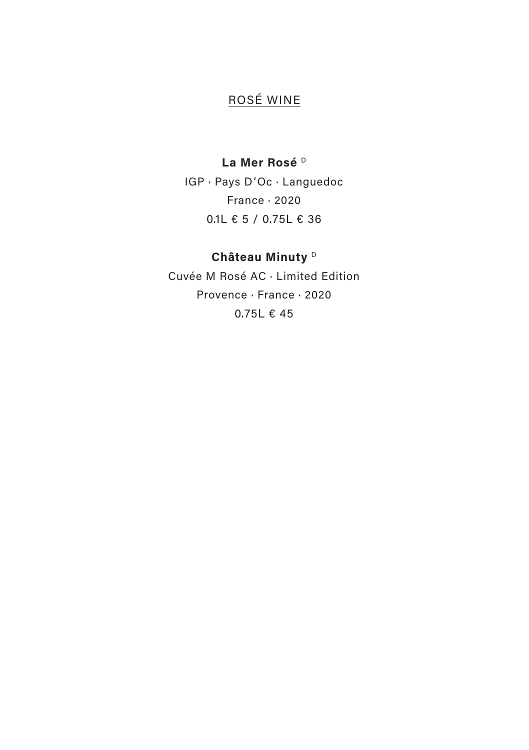## ROSÉ WINE

**La Mer Rosé** D

IGP · Pays D'Oc · Languedoc

France · 2020

0.1L € 5 / 0.75L € 36

**Château Minuty** D

Cuvée M Rosé AC · Limited Edition

Provence · France · 2020

0.75L € 45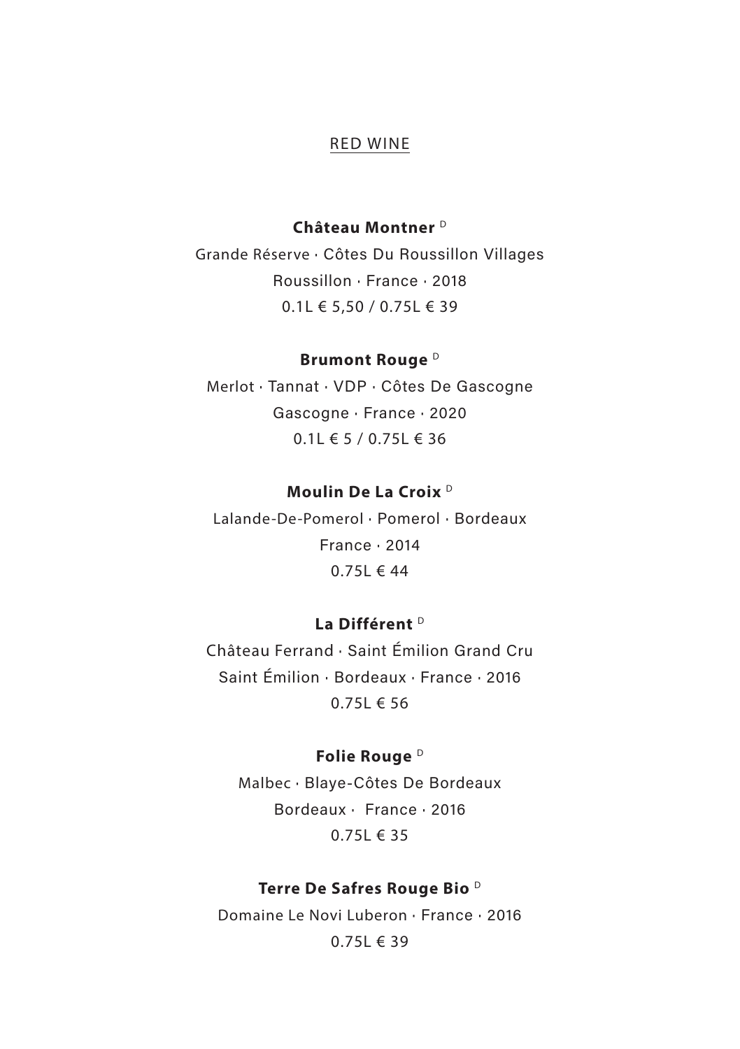## RED WINE

**Château Montner** [D]

Grande Réserve · Côtes Du Roussillon Villages
Roussillon · France · 2018
0.1L € 5,50 / 0.75L € 39

**Brumont Rouge** [D]

Merlot · Tannat · VDP · Côtes De Gascogne
Gascogne · France · 2020
0.1L € 5 / 0.75L € 36

**Moulin De La Croix** [D]

Lalande-De-Pomerol · Pomerol · Bordeaux
France · 2014
0.75L € 44

**La Différent** [D]

Château Ferrand · Saint Émilion Grand Cru
Saint Émilion · Bordeaux · France · 2016
0.75L € 56

**Folie Rouge** [D]

Malbec · Blaye-Côtes De Bordeaux
Bordeaux · France · 2016
0.75L € 35

**Terre De Safres Rouge Bio** [D]

Domaine Le Novi Luberon · France · 2016
0.75L € 39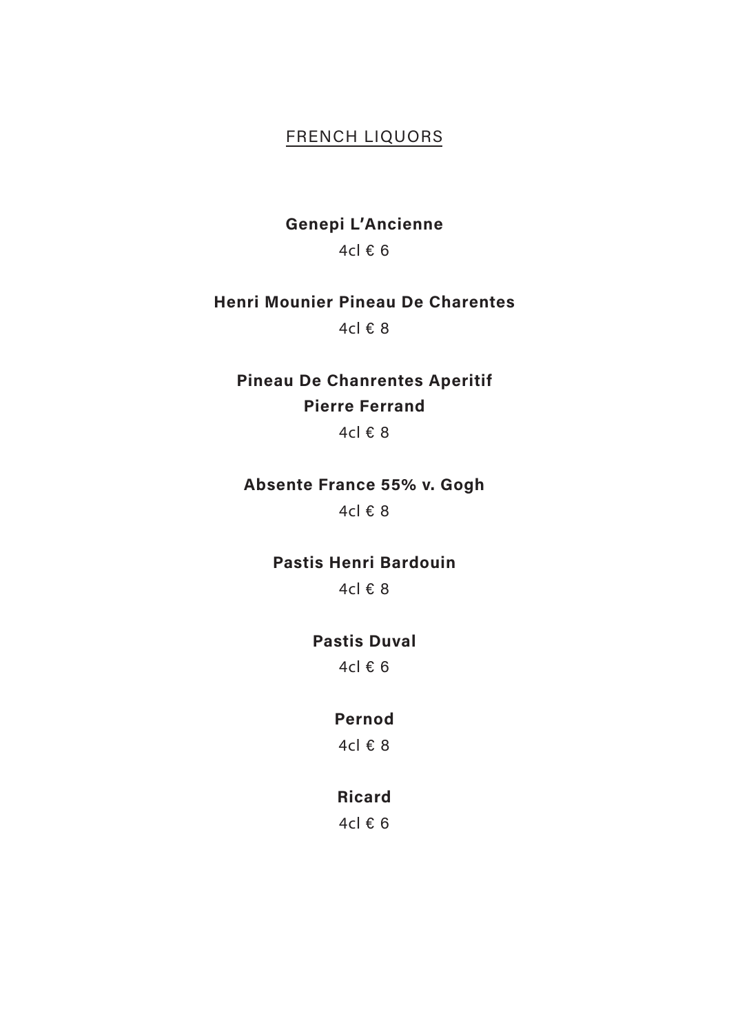## FRENCH LIQUORS

**Genepi L'Ancienne**

4cl € 6

**Henri Mounier Pineau De Charentes**

4cl € 8

**Pineau De Chanrentes Aperitif**
**Pierre Ferrand**

4cl € 8

**Absente France 55% v. Gogh**

4cl € 8

**Pastis Henri Bardouin**

4cl € 8

**Pastis Duval**

4cl € 6

**Pernod**

4cl € 8

**Ricard**

4cl € 6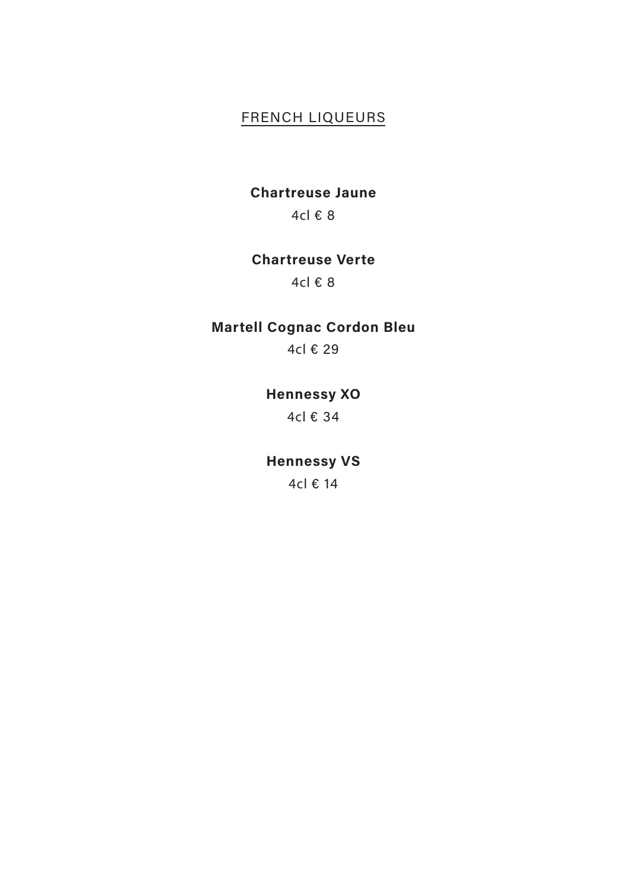## FRENCH LIQUEURS

**Chartreuse Jaune**

4cl € 8

**Chartreuse Verte**

4cl € 8

**Martell Cognac Cordon Bleu**

4cl € 29

**Hennessy XO**

4cl € 34

**Hennessy VS**

4cl € 14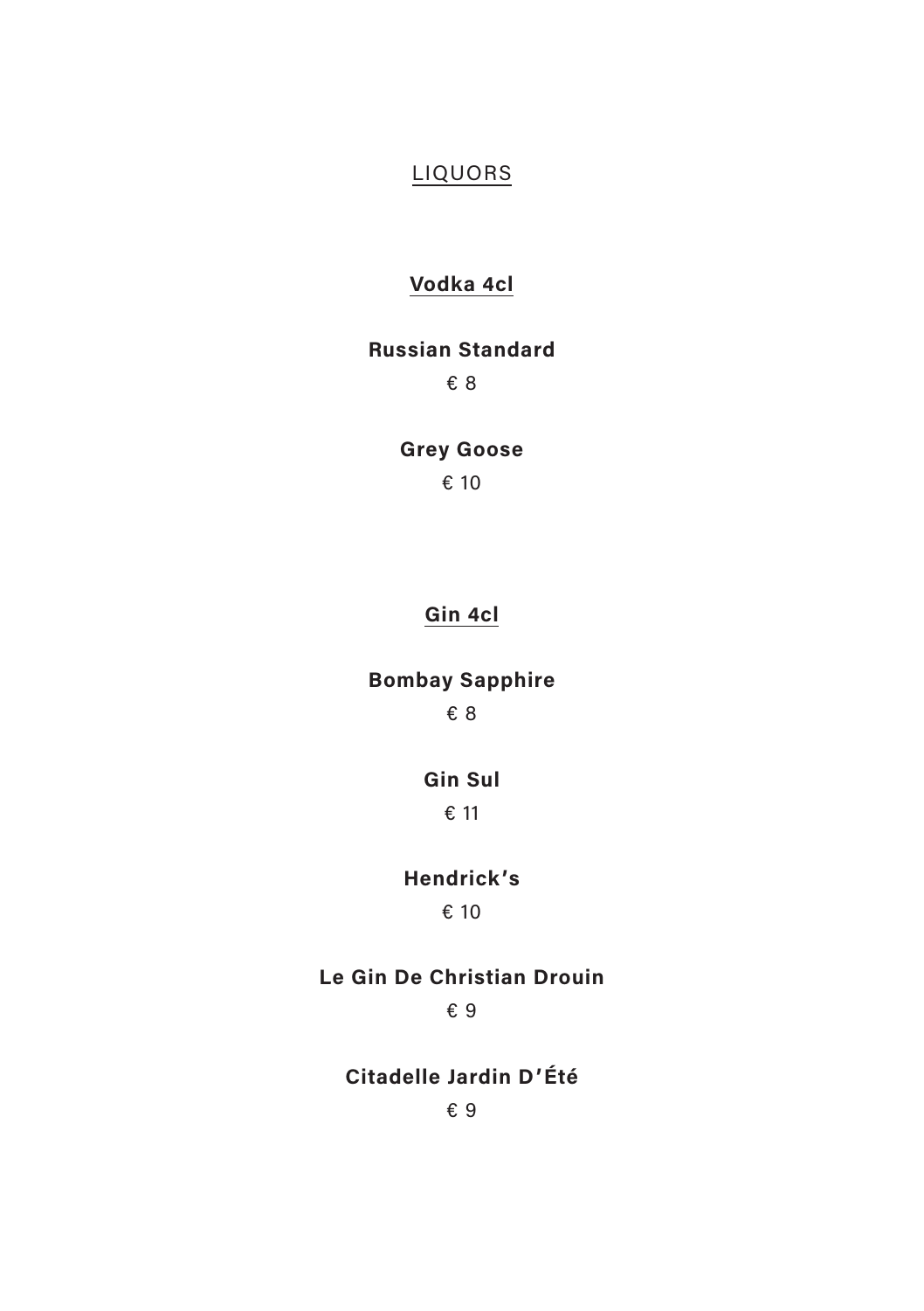# LIQUORS

## Vodka 4cl

**Russian Standard**

€ 8

**Grey Goose**

€ 10

## Gin 4cl

**Bombay Sapphire**

€ 8

**Gin Sul**

€ 11

**Hendrick's**

€ 10

**Le Gin De Christian Drouin**

€ 9

**Citadelle Jardin D'Été**

€ 9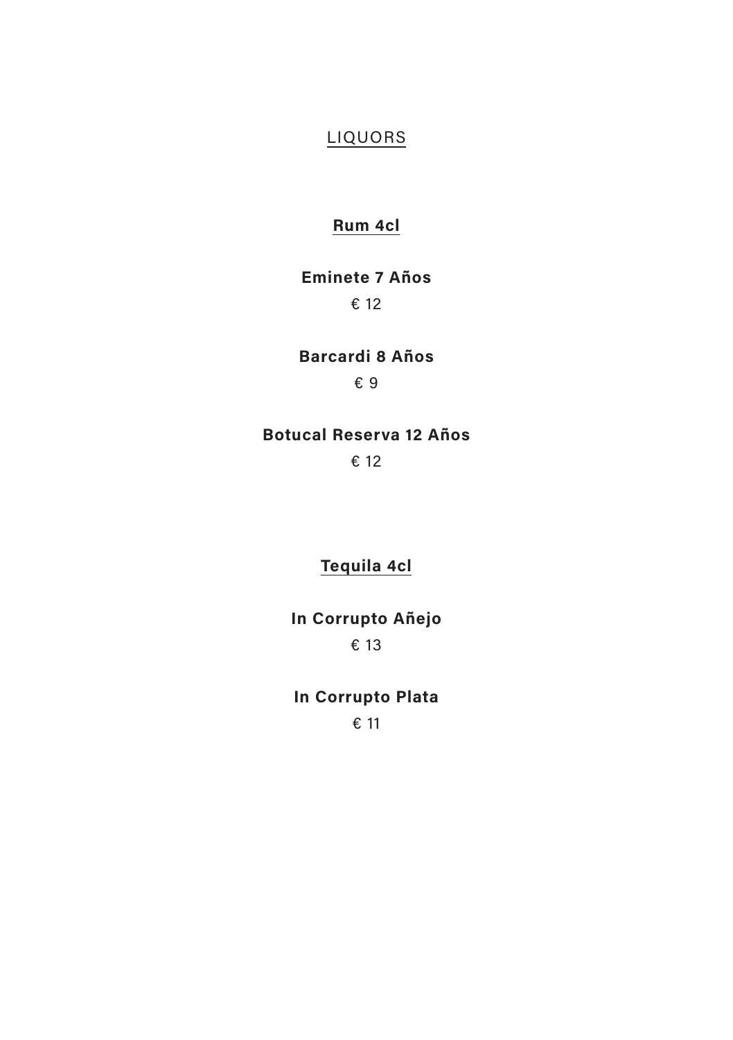# LIQUORS

## Rum 4cl

**Eminete 7 Años**

€ 12

**Barcardi 8 Años**

€ 9

**Botucal Reserva 12 Años**

€ 12

## Tequila 4cl

**In Corrupto Añejo**

€ 13

**In Corrupto Plata**

€ 11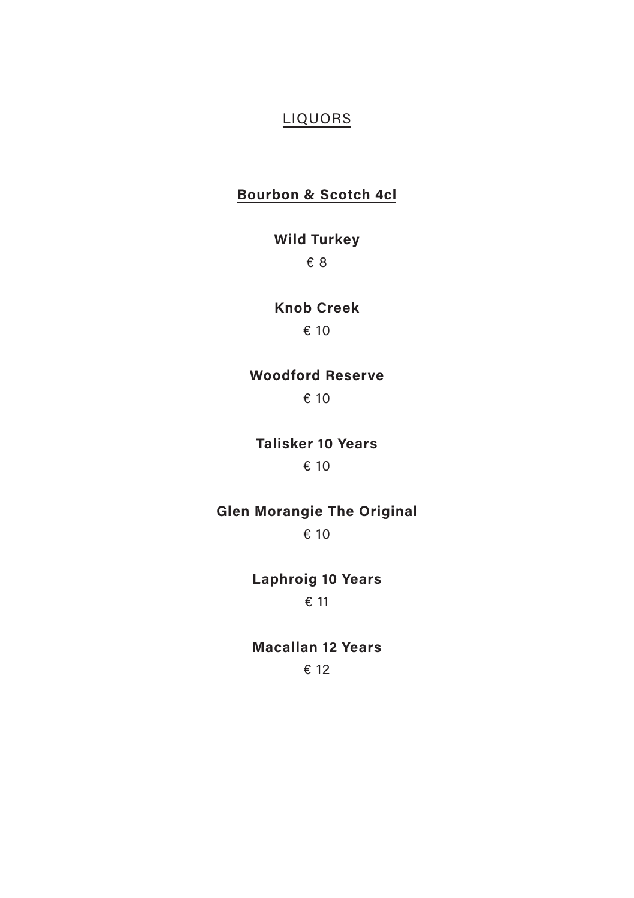# LIQUORS

## Bourbon & Scotch 4cl

**Wild Turkey**

€ 8

**Knob Creek**

€ 10

**Woodford Reserve**

€ 10

**Talisker 10 Years**

€ 10

**Glen Morangie The Original**

€ 10

**Laphroig 10 Years**

€ 11

**Macallan 12 Years**

€ 12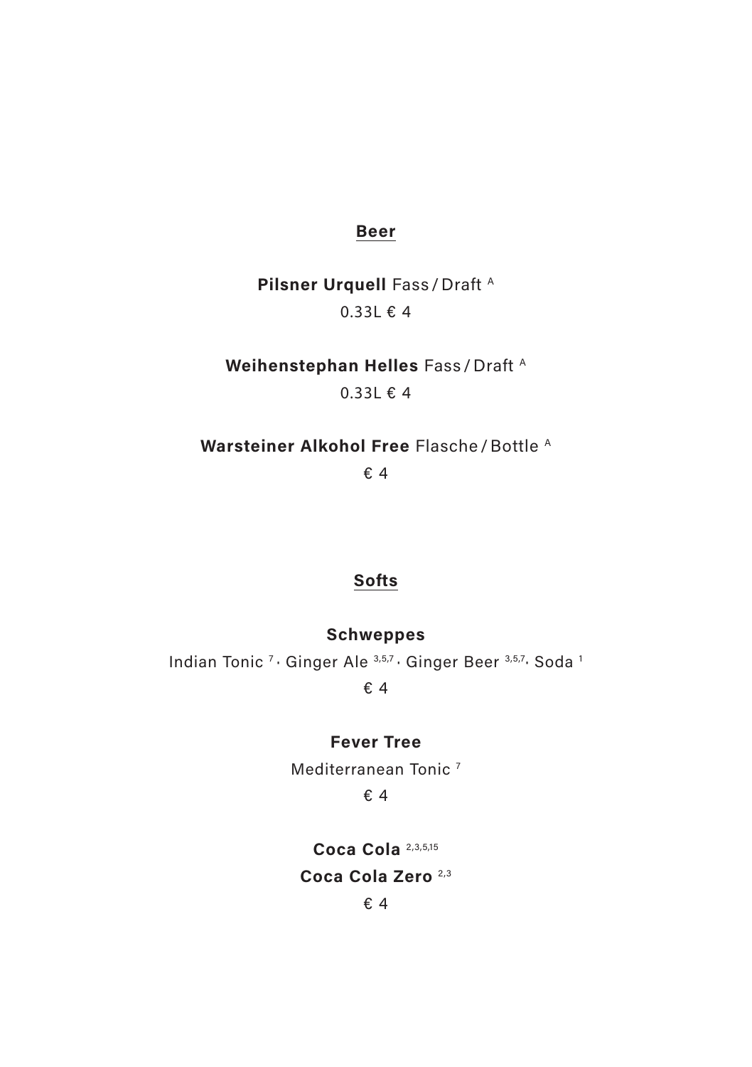## Beer

**Pilsner Urquell** Fass / Draft [A]

0.33L € 4

**Weihenstephan Helles** Fass / Draft [A]

0.33L € 4

**Warsteiner Alkohol Free** Flasche / Bottle [A]

€ 4

## Softs

**Schweppes**

Indian Tonic [7] · Ginger Ale [3,5,7] · Ginger Beer [3,5,7] · Soda [1]

€ 4

**Fever Tree**

Mediterranean Tonic [7]

€ 4

**Coca Cola** [2,3,5,15]

**Coca Cola Zero** [2,3]

€ 4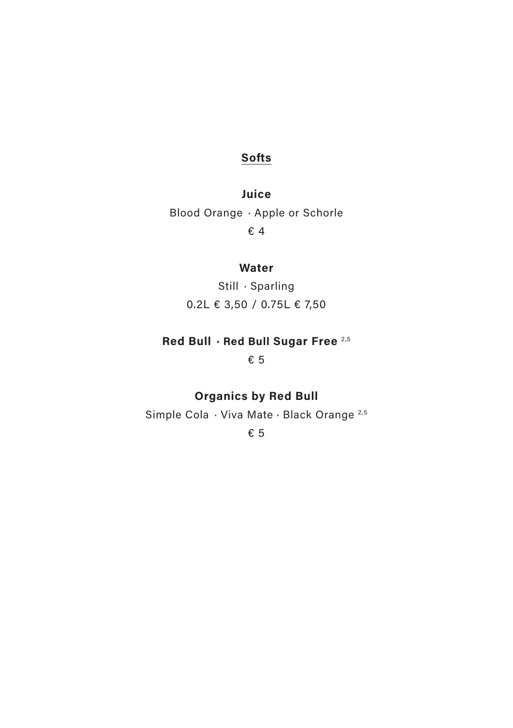## Softs

### Juice

Blood Orange · Apple or Schorle

€ 4

### Water

Still · Sparling

0.2L € 3,50 / 0.75L € 7,50

### Red Bull · Red Bull Sugar Free [2,5]

€ 5

### Organics by Red Bull

Simple Cola · Viva Mate · Black Orange [2,5]

€ 5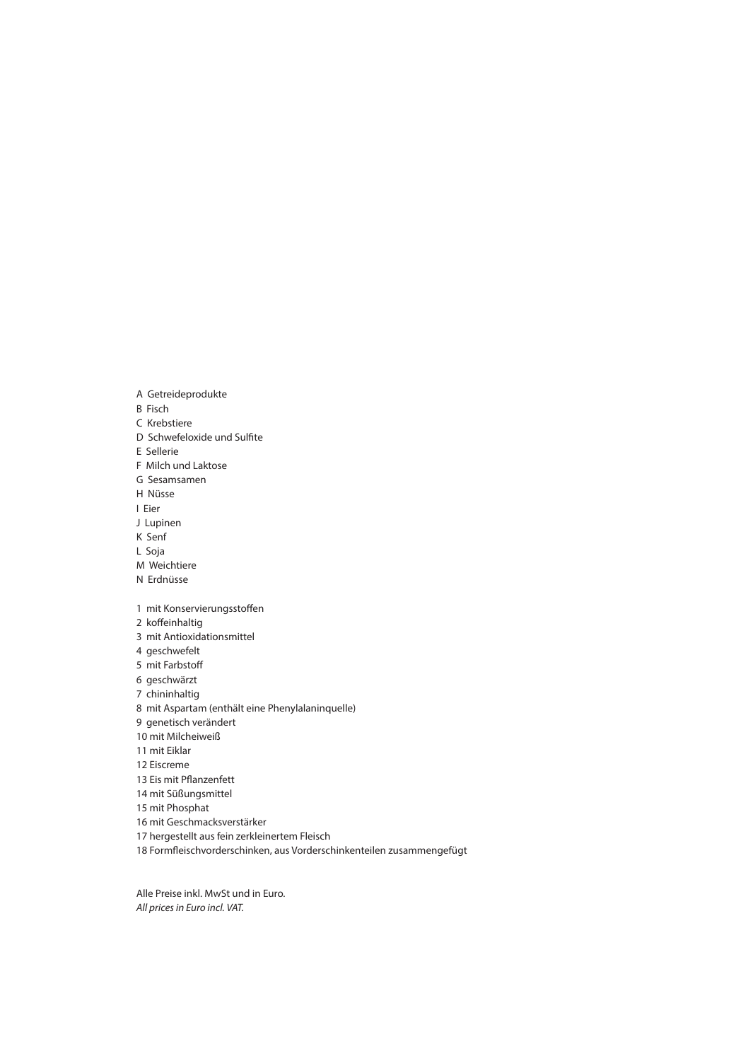A Getreideprodukte
B Fisch
C Krebstiere
D Schwefeloxide und Sulfite
E Sellerie
F Milch und Laktose
G Sesamsamen
H Nüsse
I Eier
J Lupinen
K Senf
L Soja
M Weichtiere
N Erdnüsse

1 mit Konservierungsstoffen
2 koffeinhaltig
3 mit Antioxidationsmittel
4 geschwefelt
5 mit Farbstoff
6 geschwärzt
7 chininhaltig
8 mit Aspartam (enthält eine Phenylalaninquelle)
9 genetisch verändert
10 mit Milcheiweiß
11 mit Eiklar
12 Eiscreme
13 Eis mit Pflanzenfett
14 mit Süßungsmittel
15 mit Phosphat
16 mit Geschmacksverstärker
17 hergestellt aus fein zerkleinertem Fleisch
18 Formfleischvorderschinken, aus Vorderschinkenteilen zusammengefügt

Alle Preise inkl. MwSt und in Euro.
*All prices in Euro incl. VAT.*